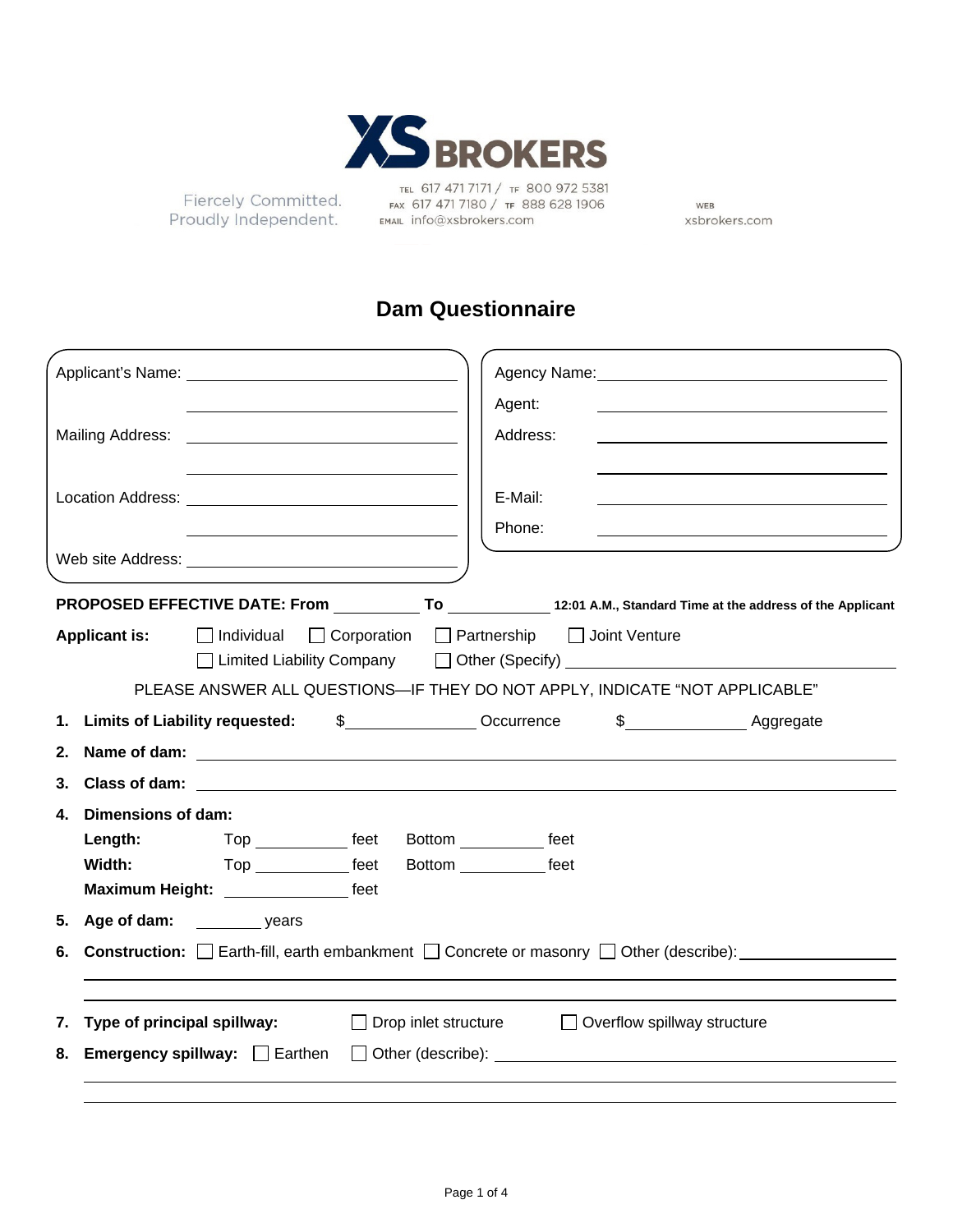XS BROKERS

Fiercely Committed.
Proudly Independent.

TEL 617 471 7171 / TF 800 972 5381
FAX 617 471 7180 / TF 888 628 1906
EMAIL info@xsbrokers.com

WEB
xsbrokers.com

# Dam Questionnaire

Applicant's Name: ______________________________

______________________________

Mailing Address: ______________________________

______________________________

Location Address: ______________________________

______________________________

Web site Address: ______________________________

Agency Name: ______________________________

Agent: ______________________________

Address: ______________________________

______________________________

E-Mail: ______________________________

Phone: ______________________________

**PROPOSED EFFECTIVE DATE: From** __________ **To** __________ **12:01 A.M., Standard Time at the address of the Applicant**

**Applicant is:** ☐ Individual ☐ Corporation ☐ Partnership ☐ Joint Venture
☐ Limited Liability Company ☐ Other (Specify) ______________________________

PLEASE ANSWER ALL QUESTIONS—IF THEY DO NOT APPLY, INDICATE "NOT APPLICABLE"

1. **Limits of Liability requested:** $______________ Occurrence $______________ Aggregate
2. **Name of dam:** ______________________________
3. **Class of dam:** ______________________________
4. **Dimensions of dam:**
   **Length:** Top __________ feet Bottom __________ feet
   **Width:** Top __________ feet Bottom __________ feet
   **Maximum Height:** __________ feet
5. **Age of dam:** ________ years
6. **Construction:** ☐ Earth-fill, earth embankment ☐ Concrete or masonry ☐ Other (describe): ______________________________

   ______________________________

   ______________________________
7. **Type of principal spillway:** ☐ Drop inlet structure ☐ Overflow spillway structure
8. **Emergency spillway:** ☐ Earthen ☐ Other (describe): ______________________________

   ______________________________

   ______________________________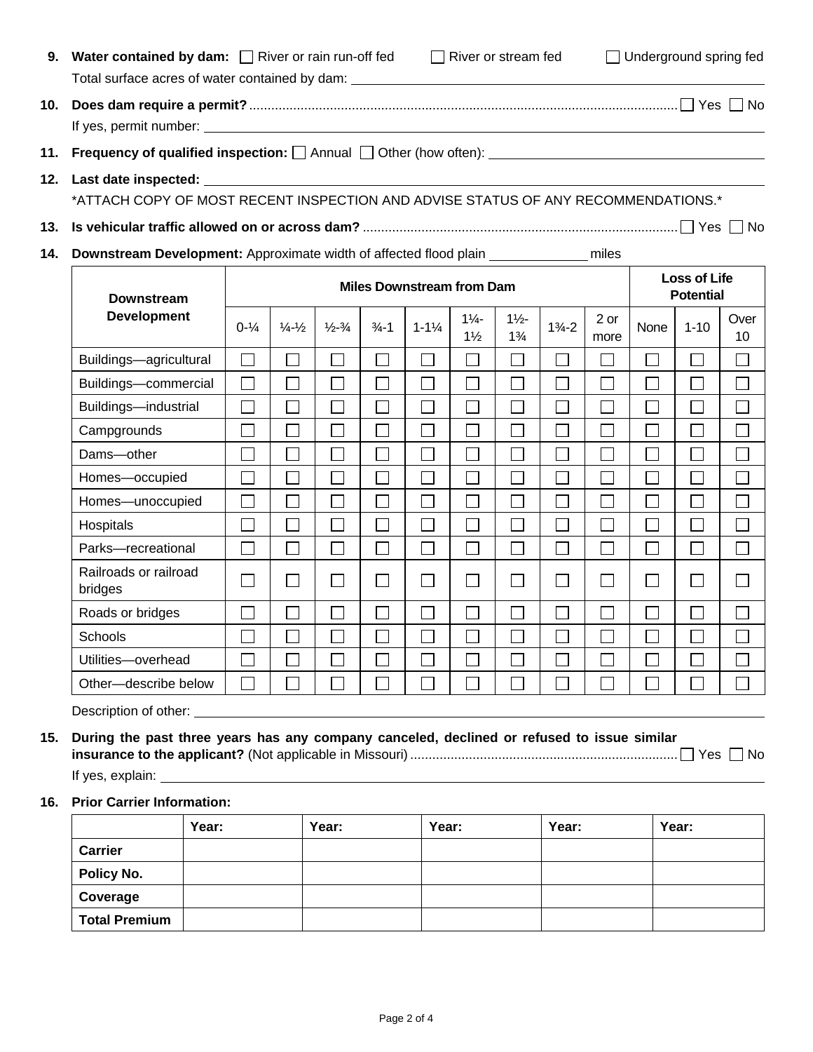**9. Water contained by dam:** ☐ River or rain run-off fed ☐ River or stream fed ☐ Underground spring fed

Total surface acres of water contained by dam: ______________________________

**10. Does dam require a permit?** .................................................................................................................... ☐ Yes ☐ No

If yes, permit number: ______________________________

**11. Frequency of qualified inspection:** ☐ Annual ☐ Other (how often): ______________________________

**12. Last date inspected:** ______________________________

*ATTACH COPY OF MOST RECENT INSPECTION AND ADVISE STATUS OF ANY RECOMMENDATIONS.*

**13. Is vehicular traffic allowed on or across dam?** ..................................................................................... ☐ Yes ☐ No

**14. Downstream Development:** Approximate width of affected flood plain ____________ miles

| Downstream Development | Miles Downstream from Dam | | | | | | | | | Loss of Life Potential | | |
|---|---|---|---|---|---|---|---|---|---|---|---|---|
| | 0-¼ | ¼-½ | ½-¾ | ¾-1 | 1-1¼ | 1¼-1½ | 1½-1¾ | 1¾-2 | 2 or more | None | 1-10 | Over 10 |
| Buildings—agricultural | ☐ | ☐ | ☐ | ☐ | ☐ | ☐ | ☐ | ☐ | ☐ | ☐ | ☐ | ☐ |
| Buildings—commercial | ☐ | ☐ | ☐ | ☐ | ☐ | ☐ | ☐ | ☐ | ☐ | ☐ | ☐ | ☐ |
| Buildings—industrial | ☐ | ☐ | ☐ | ☐ | ☐ | ☐ | ☐ | ☐ | ☐ | ☐ | ☐ | ☐ |
| Campgrounds | ☐ | ☐ | ☐ | ☐ | ☐ | ☐ | ☐ | ☐ | ☐ | ☐ | ☐ | ☐ |
| Dams—other | ☐ | ☐ | ☐ | ☐ | ☐ | ☐ | ☐ | ☐ | ☐ | ☐ | ☐ | ☐ |
| Homes—occupied | ☐ | ☐ | ☐ | ☐ | ☐ | ☐ | ☐ | ☐ | ☐ | ☐ | ☐ | ☐ |
| Homes—unoccupied | ☐ | ☐ | ☐ | ☐ | ☐ | ☐ | ☐ | ☐ | ☐ | ☐ | ☐ | ☐ |
| Hospitals | ☐ | ☐ | ☐ | ☐ | ☐ | ☐ | ☐ | ☐ | ☐ | ☐ | ☐ | ☐ |
| Parks—recreational | ☐ | ☐ | ☐ | ☐ | ☐ | ☐ | ☐ | ☐ | ☐ | ☐ | ☐ | ☐ |
| Railroads or railroad bridges | ☐ | ☐ | ☐ | ☐ | ☐ | ☐ | ☐ | ☐ | ☐ | ☐ | ☐ | ☐ |
| Roads or bridges | ☐ | ☐ | ☐ | ☐ | ☐ | ☐ | ☐ | ☐ | ☐ | ☐ | ☐ | ☐ |
| Schools | ☐ | ☐ | ☐ | ☐ | ☐ | ☐ | ☐ | ☐ | ☐ | ☐ | ☐ | ☐ |
| Utilities—overhead | ☐ | ☐ | ☐ | ☐ | ☐ | ☐ | ☐ | ☐ | ☐ | ☐ | ☐ | ☐ |
| Other—describe below | ☐ | ☐ | ☐ | ☐ | ☐ | ☐ | ☐ | ☐ | ☐ | ☐ | ☐ | ☐ |

Description of other: ______________________________

**15. During the past three years has any company canceled, declined or refused to issue similar insurance to the applicant?** (Not applicable in Missouri) ......................................................................... ☐ Yes ☐ No

If yes, explain: ______________________________

**16. Prior Carrier Information:**

| | Year: | Year: | Year: | Year: | Year: |
|---|---|---|---|---|---|
| **Carrier** | | | | | |
| **Policy No.** | | | | | |
| **Coverage** | | | | | |
| **Total Premium** | | | | | |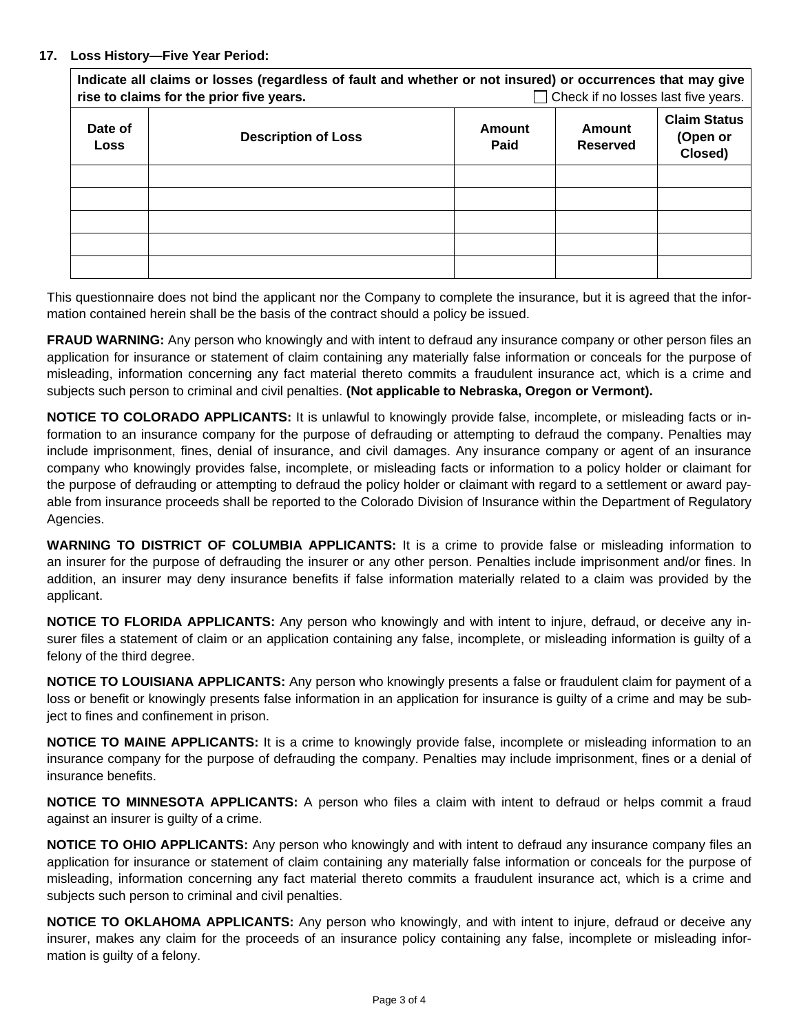**17. Loss History—Five Year Period:**

**Indicate all claims or losses (regardless of fault and whether or not insured) or occurrences that may give rise to claims for the prior five years.** ☐ Check if no losses last five years.

| Date of Loss | Description of Loss | Amount Paid | Amount Reserved | Claim Status (Open or Closed) |
|---|---|---|---|---|
| | | | | |
| | | | | |
| | | | | |
| | | | | |
| | | | | |

This questionnaire does not bind the applicant nor the Company to complete the insurance, but it is agreed that the information contained herein shall be the basis of the contract should a policy be issued.

**FRAUD WARNING:** Any person who knowingly and with intent to defraud any insurance company or other person files an application for insurance or statement of claim containing any materially false information or conceals for the purpose of misleading, information concerning any fact material thereto commits a fraudulent insurance act, which is a crime and subjects such person to criminal and civil penalties. **(Not applicable to Nebraska, Oregon or Vermont).**

**NOTICE TO COLORADO APPLICANTS:** It is unlawful to knowingly provide false, incomplete, or misleading facts or information to an insurance company for the purpose of defrauding or attempting to defraud the company. Penalties may include imprisonment, fines, denial of insurance, and civil damages. Any insurance company or agent of an insurance company who knowingly provides false, incomplete, or misleading facts or information to a policy holder or claimant for the purpose of defrauding or attempting to defraud the policy holder or claimant with regard to a settlement or award payable from insurance proceeds shall be reported to the Colorado Division of Insurance within the Department of Regulatory Agencies.

**WARNING TO DISTRICT OF COLUMBIA APPLICANTS:** It is a crime to provide false or misleading information to an insurer for the purpose of defrauding the insurer or any other person. Penalties include imprisonment and/or fines. In addition, an insurer may deny insurance benefits if false information materially related to a claim was provided by the applicant.

**NOTICE TO FLORIDA APPLICANTS:** Any person who knowingly and with intent to injure, defraud, or deceive any insurer files a statement of claim or an application containing any false, incomplete, or misleading information is guilty of a felony of the third degree.

**NOTICE TO LOUISIANA APPLICANTS:** Any person who knowingly presents a false or fraudulent claim for payment of a loss or benefit or knowingly presents false information in an application for insurance is guilty of a crime and may be subject to fines and confinement in prison.

**NOTICE TO MAINE APPLICANTS:** It is a crime to knowingly provide false, incomplete or misleading information to an insurance company for the purpose of defrauding the company. Penalties may include imprisonment, fines or a denial of insurance benefits.

**NOTICE TO MINNESOTA APPLICANTS:** A person who files a claim with intent to defraud or helps commit a fraud against an insurer is guilty of a crime.

**NOTICE TO OHIO APPLICANTS:** Any person who knowingly and with intent to defraud any insurance company files an application for insurance or statement of claim containing any materially false information or conceals for the purpose of misleading, information concerning any fact material thereto commits a fraudulent insurance act, which is a crime and subjects such person to criminal and civil penalties.

**NOTICE TO OKLAHOMA APPLICANTS:** Any person who knowingly, and with intent to injure, defraud or deceive any insurer, makes any claim for the proceeds of an insurance policy containing any false, incomplete or misleading information is guilty of a felony.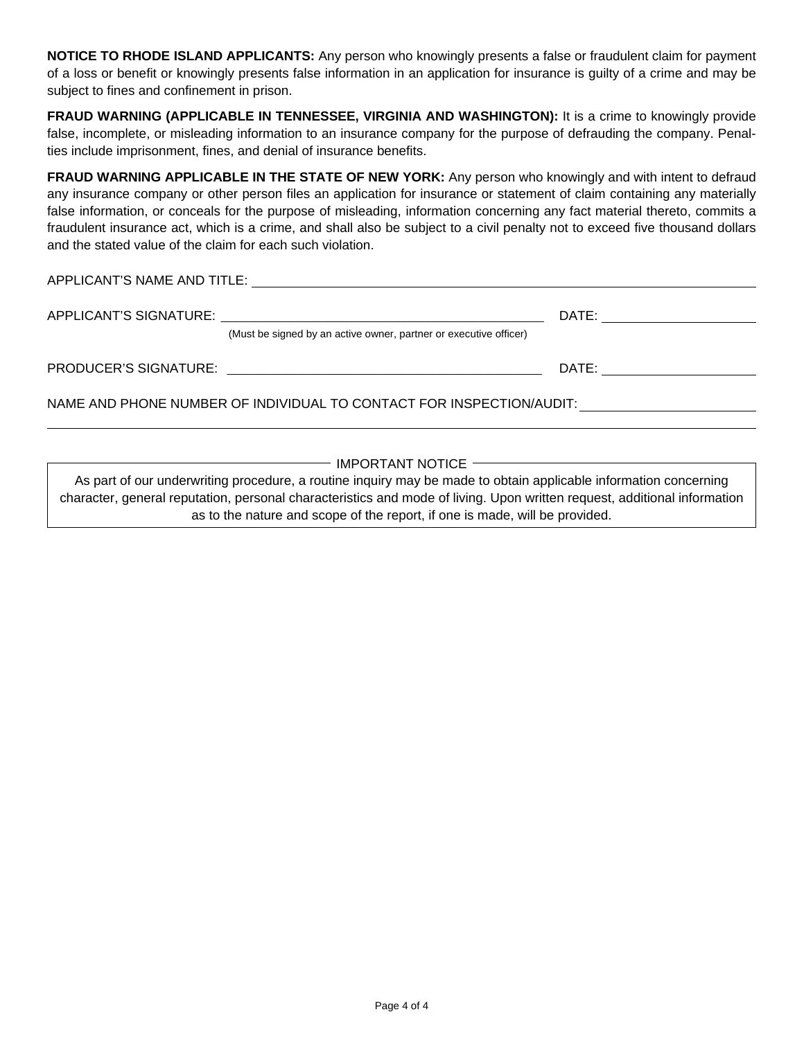**NOTICE TO RHODE ISLAND APPLICANTS:** Any person who knowingly presents a false or fraudulent claim for payment of a loss or benefit or knowingly presents false information in an application for insurance is guilty of a crime and may be subject to fines and confinement in prison.

**FRAUD WARNING (APPLICABLE IN TENNESSEE, VIRGINIA AND WASHINGTON):** It is a crime to knowingly provide false, incomplete, or misleading information to an insurance company for the purpose of defrauding the company. Penalties include imprisonment, fines, and denial of insurance benefits.

**FRAUD WARNING APPLICABLE IN THE STATE OF NEW YORK:** Any person who knowingly and with intent to defraud any insurance company or other person files an application for insurance or statement of claim containing any materially false information, or conceals for the purpose of misleading, information concerning any fact material thereto, commits a fraudulent insurance act, which is a crime, and shall also be subject to a civil penalty not to exceed five thousand dollars and the stated value of the claim for each such violation.

APPLICANT'S NAME AND TITLE: ______________________________________________

APPLICANT'S SIGNATURE: ______________________________ DATE: ______________

(Must be signed by an active owner, partner or executive officer)

PRODUCER'S SIGNATURE: ______________________________ DATE: ______________

NAME AND PHONE NUMBER OF INDIVIDUAL TO CONTACT FOR INSPECTION/AUDIT: ______________

______________________________________________________________________

IMPORTANT NOTICE

As part of our underwriting procedure, a routine inquiry may be made to obtain applicable information concerning character, general reputation, personal characteristics and mode of living. Upon written request, additional information as to the nature and scope of the report, if one is made, will be provided.